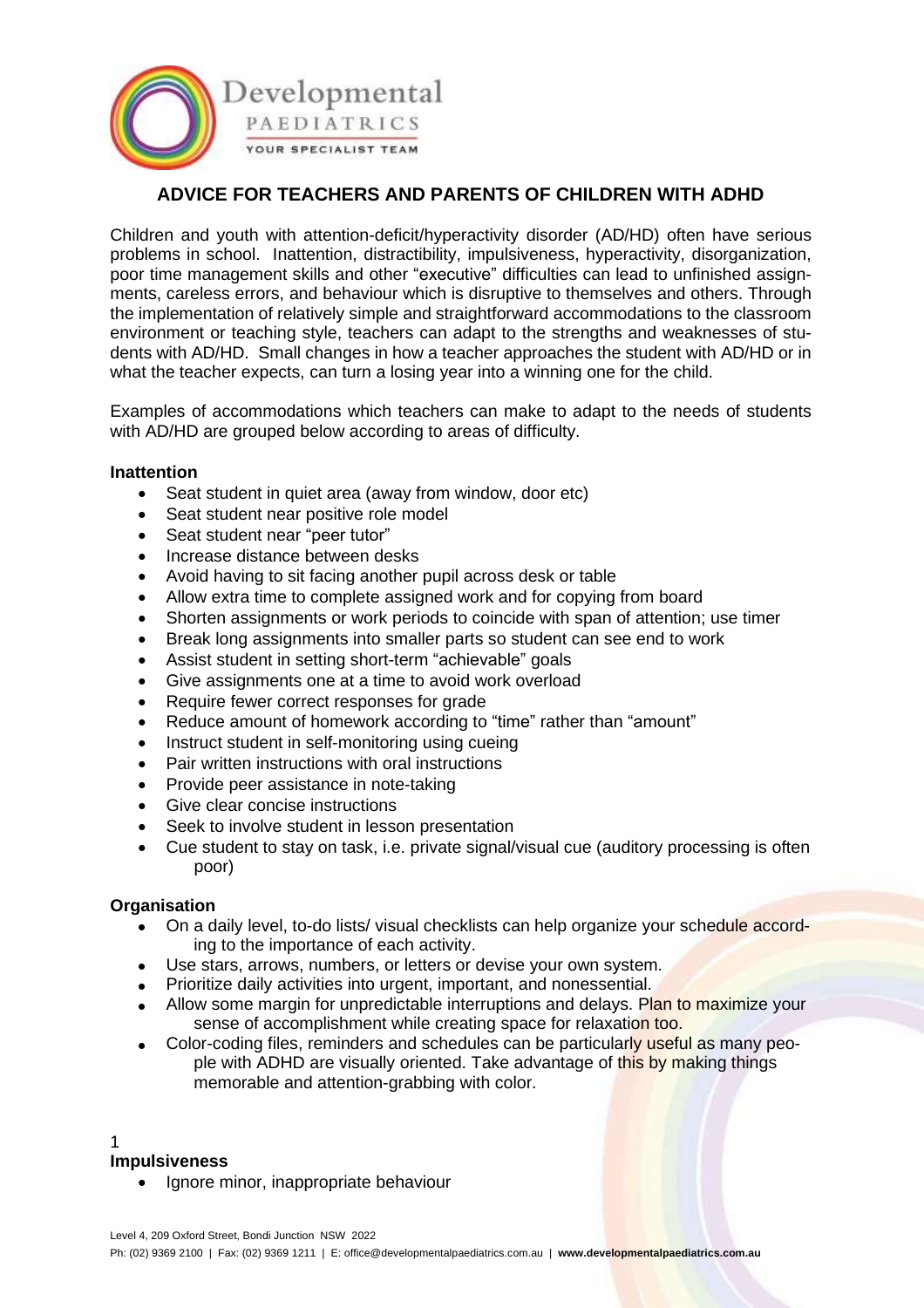# ADVICE FOR TEACHERS AND PARENTS OF CHILDREN WITH ADHD

Children and youth with attention-deficit/hyperactivity disorder (AD/HD) often have serious problems in school. Inattention, distractibility, impulsiveness, hyperactivity, disorganization, poor time management skills and other "executive" difficulties can lead to unfinished assignments, careless errors, and behaviour which is disruptive to themselves and others. Through the implementation of relatively simple and straightforward accommodations to the classroom environment or teaching style, teachers can adapt to the strengths and weaknesses of students with AD/HD. Small changes in how a teacher approaches the student with AD/HD or in what the teacher expects, can turn a losing year into a winning one for the child.

Examples of accommodations which teachers can make to adapt to the needs of students with AD/HD are grouped below according to areas of difficulty.

### Inattention

- Seat student in quiet area (away from window, door etc)
- Seat student near positive role model
- Seat student near "peer tutor"
- Increase distance between desks
- Avoid having to sit facing another pupil across desk or table
- Allow extra time to complete assigned work and for copying from board
- Shorten assignments or work periods to coincide with span of attention; use timer
- Break long assignments into smaller parts so student can see end to work
- Assist student in setting short-term "achievable" goals
- Give assignments one at a time to avoid work overload
- Require fewer correct responses for grade
- Reduce amount of homework according to "time" rather than "amount"
- Instruct student in self-monitoring using cueing
- Pair written instructions with oral instructions
- Provide peer assistance in note-taking
- Give clear concise instructions
- Seek to involve student in lesson presentation
- Cue student to stay on task, i.e. private signal/visual cue (auditory processing is often poor)

### Organisation

- On a daily level, to-do lists/ visual checklists can help organize your schedule according to the importance of each activity.
- Use stars, arrows, numbers, or letters or devise your own system.
- Prioritize daily activities into urgent, important, and nonessential.
- Allow some margin for unpredictable interruptions and delays. Plan to maximize your sense of accomplishment while creating space for relaxation too.
- Color-coding files, reminders and schedules can be particularly useful as many people with ADHD are visually oriented. Take advantage of this by making things memorable and attention-grabbing with color.

### Impulsiveness

- Ignore minor, inappropriate behaviour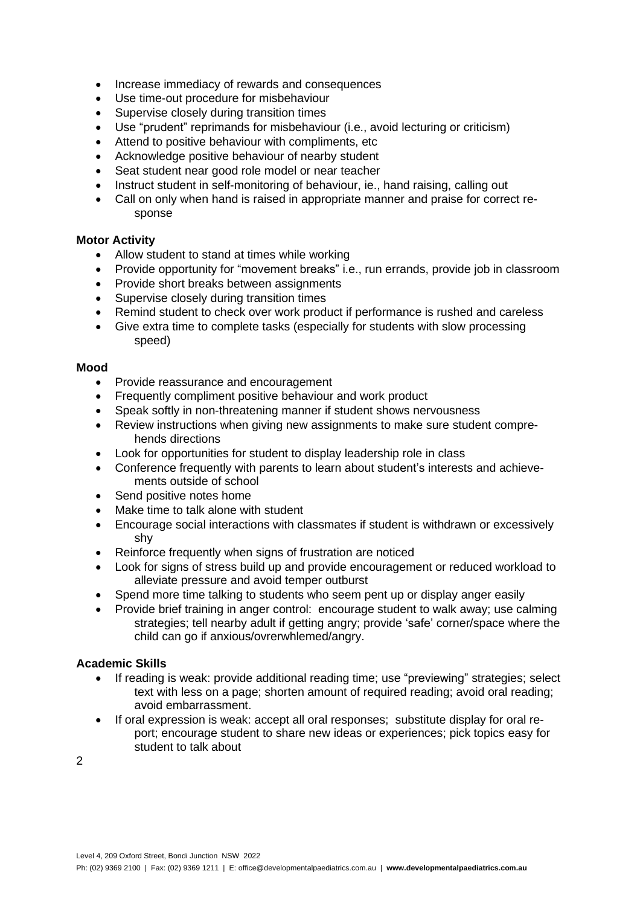- Increase immediacy of rewards and consequences
- Use time-out procedure for misbehaviour
- Supervise closely during transition times
- Use "prudent" reprimands for misbehaviour (i.e., avoid lecturing or criticism)
- Attend to positive behaviour with compliments, etc
- Acknowledge positive behaviour of nearby student
- Seat student near good role model or near teacher
- Instruct student in self-monitoring of behaviour, ie., hand raising, calling out
- Call on only when hand is raised in appropriate manner and praise for correct response

**Motor Activity**

- Allow student to stand at times while working
- Provide opportunity for "movement breaks" i.e., run errands, provide job in classroom
- Provide short breaks between assignments
- Supervise closely during transition times
- Remind student to check over work product if performance is rushed and careless
- Give extra time to complete tasks (especially for students with slow processing speed)

**Mood**

- Provide reassurance and encouragement
- Frequently compliment positive behaviour and work product
- Speak softly in non-threatening manner if student shows nervousness
- Review instructions when giving new assignments to make sure student comprehends directions
- Look for opportunities for student to display leadership role in class
- Conference frequently with parents to learn about student's interests and achievements outside of school
- Send positive notes home
- Make time to talk alone with student
- Encourage social interactions with classmates if student is withdrawn or excessively shy
- Reinforce frequently when signs of frustration are noticed
- Look for signs of stress build up and provide encouragement or reduced workload to alleviate pressure and avoid temper outburst
- Spend more time talking to students who seem pent up or display anger easily
- Provide brief training in anger control: encourage student to walk away; use calming strategies; tell nearby adult if getting angry; provide 'safe' corner/space where the child can go if anxious/ovrerwhlemed/angry.

**Academic Skills**

- If reading is weak: provide additional reading time; use "previewing" strategies; select text with less on a page; shorten amount of required reading; avoid oral reading; avoid embarrassment.
- If oral expression is weak: accept all oral responses; substitute display for oral report; encourage student to share new ideas or experiences; pick topics easy for student to talk about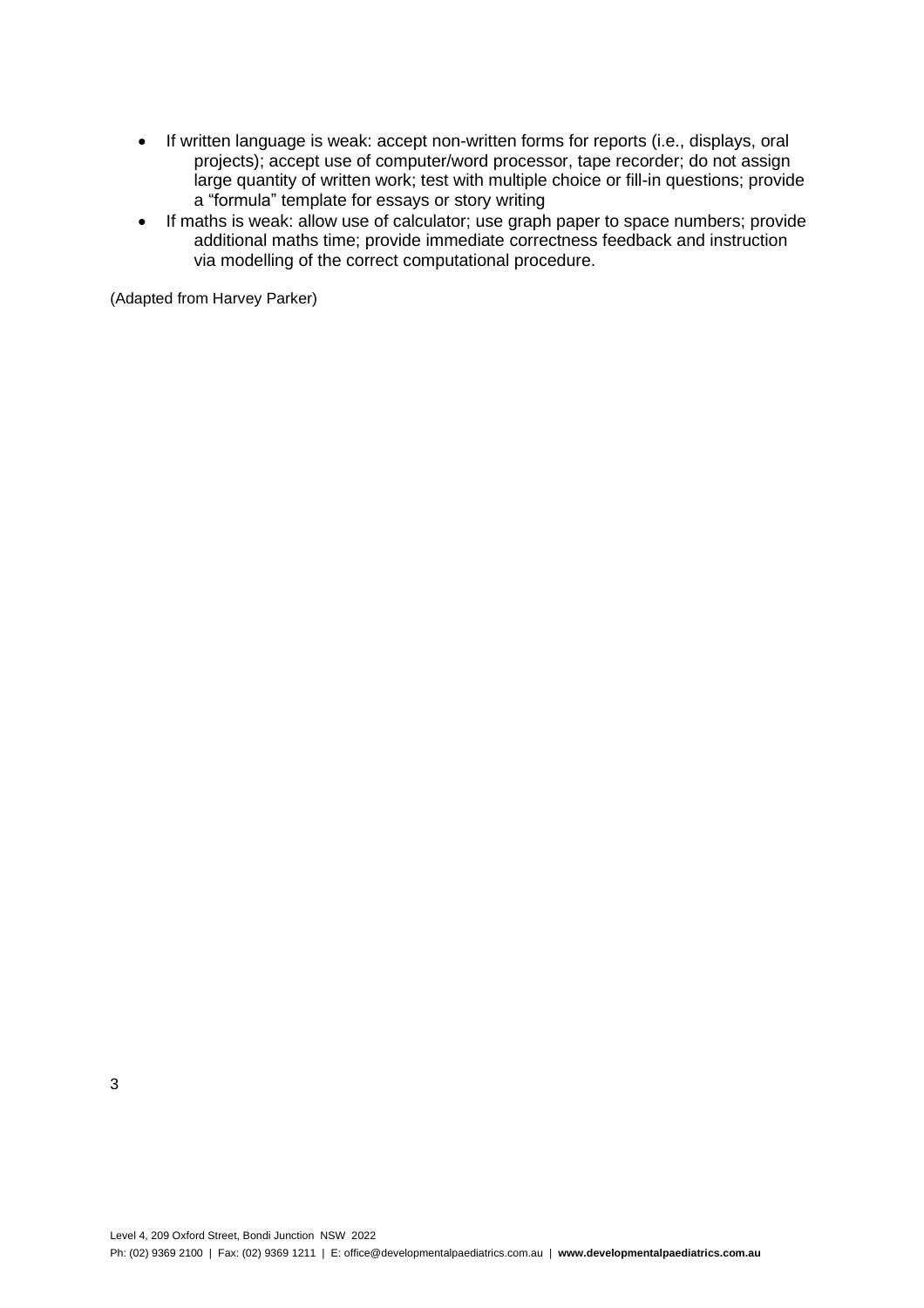- If written language is weak: accept non-written forms for reports (i.e., displays, oral projects); accept use of computer/word processor, tape recorder; do not assign large quantity of written work; test with multiple choice or fill-in questions; provide a "formula" template for essays or story writing
- If maths is weak: allow use of calculator; use graph paper to space numbers; provide additional maths time; provide immediate correctness feedback and instruction via modelling of the correct computational procedure.

(Adapted from Harvey Parker)